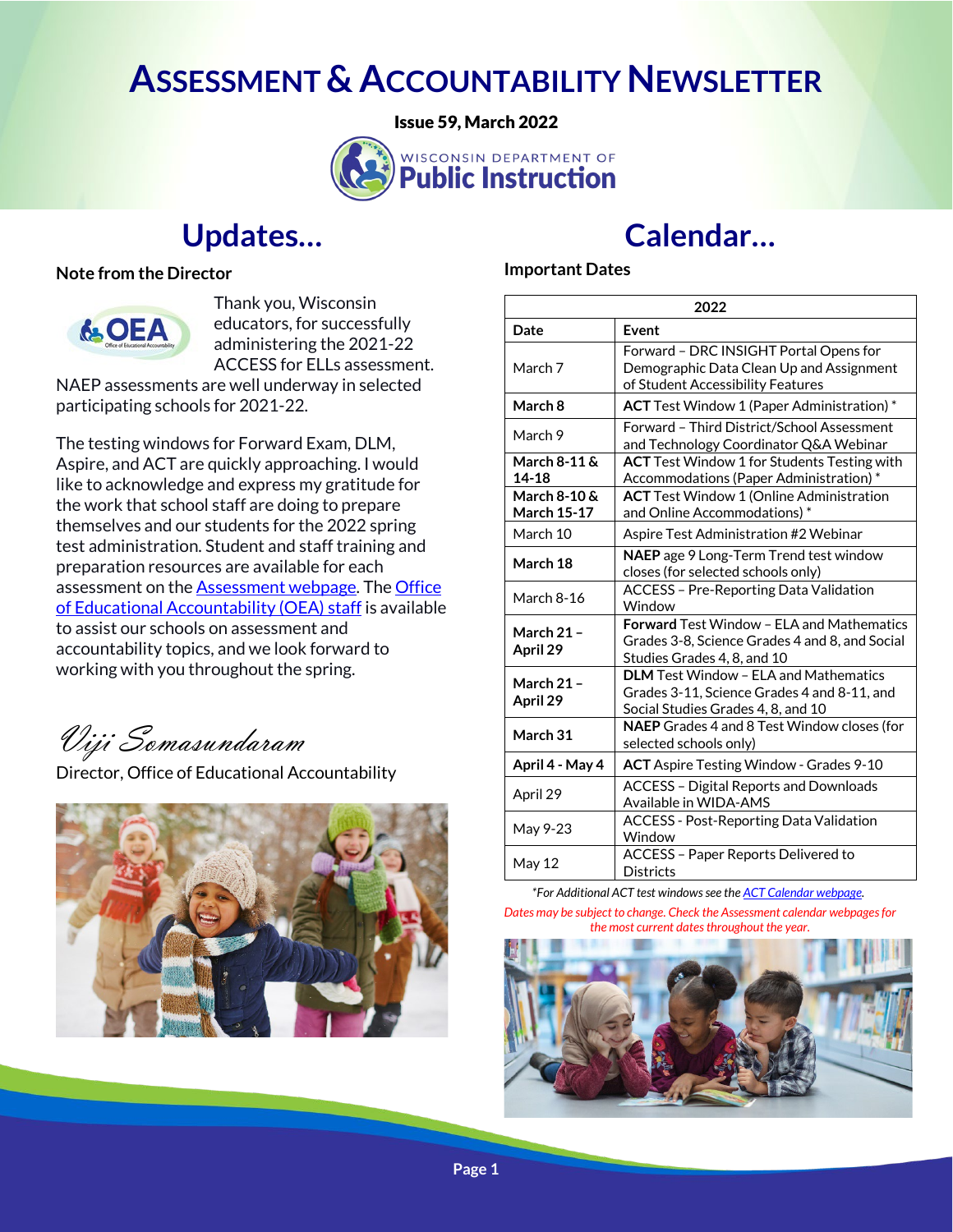# ASSESSMENT & ACCOUNTABILITY NEWSLETTER

**Issue 59, March 2022**

WISCONSIN DEPARTMENT OF **Public Instruction**

## Updates...

### Note from the Director

Thank you, Wisconsin educators, for successfully administering the 2021-22 ACCESS for ELLs assessment. NAEP assessments are well underway in selected participating schools for 2021-22.

The testing windows for Forward Exam, DLM, Aspire, and ACT are quickly approaching. I would like to acknowledge and express my gratitude for the work that school staff are doing to prepare themselves and our students for the 2022 spring test administration. Student and staff training and preparation resources are available for each assessment on the Assessment webpage. The Office of Educational Accountability (OEA) staff is available to assist our schools on assessment and accountability topics, and we look forward to working with you throughout the spring.

*Viji Somasundaram*

Director, Office of Educational Accountability

## Calendar...

### Important Dates

| 2022 | |
|---|---|
| **Date** | **Event** |
| March 7 | Forward – DRC INSIGHT Portal Opens for Demographic Data Clean Up and Assignment of Student Accessibility Features |
| **March 8** | **ACT** Test Window 1 (Paper Administration) * |
| March 9 | Forward – Third District/School Assessment and Technology Coordinator Q&A Webinar |
| **March 8-11 & 14-18** | **ACT** Test Window 1 for Students Testing with Accommodations (Paper Administration) * |
| **March 8-10 & March 15-17** | **ACT** Test Window 1 (Online Administration and Online Accommodations) * |
| March 10 | Aspire Test Administration #2 Webinar |
| **March 18** | **NAEP** age 9 Long-Term Trend test window closes (for selected schools only) |
| March 8-16 | ACCESS – Pre-Reporting Data Validation Window |
| **March 21 – April 29** | **Forward** Test Window – ELA and Mathematics Grades 3-8, Science Grades 4 and 8, and Social Studies Grades 4, 8, and 10 |
| **March 21 – April 29** | **DLM** Test Window – ELA and Mathematics Grades 3-11, Science Grades 4 and 8-11, and Social Studies Grades 4, 8, and 10 |
| **March 31** | **NAEP** Grades 4 and 8 Test Window closes (for selected schools only) |
| **April 4 - May 4** | **ACT** Aspire Testing Window - Grades 9-10 |
| April 29 | ACCESS – Digital Reports and Downloads Available in WIDA-AMS |
| May 9-23 | ACCESS - Post-Reporting Data Validation Window |
| May 12 | ACCESS – Paper Reports Delivered to Districts |

*\*For Additional ACT test windows see the ACT Calendar webpage.*

*Dates may be subject to change. Check the Assessment calendar webpages for the most current dates throughout the year.*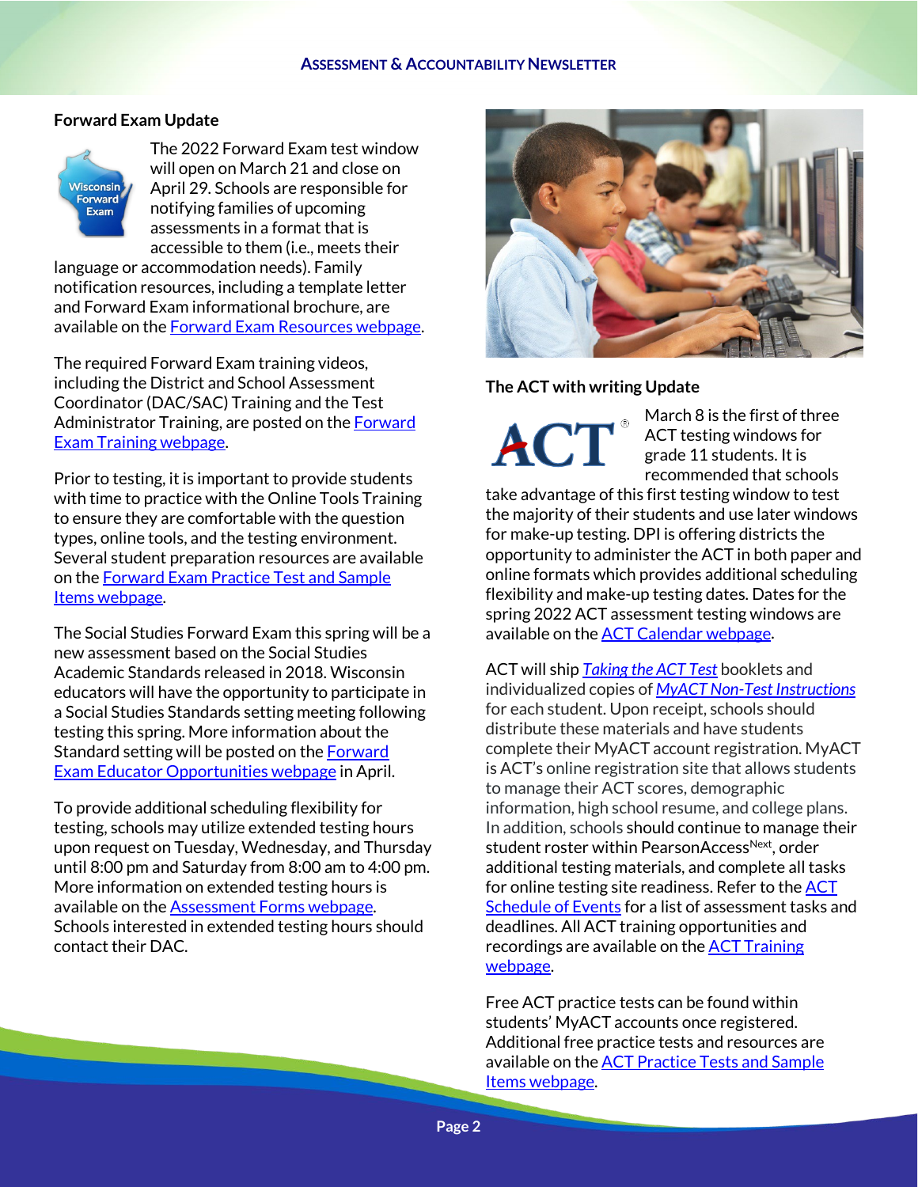## Forward Exam Update

The 2022 Forward Exam test window will open on March 21 and close on April 29. Schools are responsible for notifying families of upcoming assessments in a format that is accessible to them (i.e., meets their language or accommodation needs). Family notification resources, including a template letter and Forward Exam informational brochure, are available on the Forward Exam Resources webpage.

The required Forward Exam training videos, including the District and School Assessment Coordinator (DAC/SAC) Training and the Test Administrator Training, are posted on the Forward Exam Training webpage.

Prior to testing, it is important to provide students with time to practice with the Online Tools Training to ensure they are comfortable with the question types, online tools, and the testing environment. Several student preparation resources are available on the Forward Exam Practice Test and Sample Items webpage.

The Social Studies Forward Exam this spring will be a new assessment based on the Social Studies Academic Standards released in 2018. Wisconsin educators will have the opportunity to participate in a Social Studies Standards setting meeting following testing this spring. More information about the Standard setting will be posted on the Forward Exam Educator Opportunities webpage in April.

To provide additional scheduling flexibility for testing, schools may utilize extended testing hours upon request on Tuesday, Wednesday, and Thursday until 8:00 pm and Saturday from 8:00 am to 4:00 pm. More information on extended testing hours is available on the Assessment Forms webpage. Schools interested in extended testing hours should contact their DAC.

## The ACT with writing Update

March 8 is the first of three ACT testing windows for grade 11 students. It is recommended that schools take advantage of this first testing window to test the majority of their students and use later windows for make-up testing. DPI is offering districts the opportunity to administer the ACT in both paper and online formats which provides additional scheduling flexibility and make-up testing dates. Dates for the spring 2022 ACT assessment testing windows are available on the ACT Calendar webpage.

ACT will ship *Taking the ACT Test* booklets and individualized copies of *MyACT Non-Test Instructions* for each student. Upon receipt, schools should distribute these materials and have students complete their MyACT account registration. MyACT is ACT's online registration site that allows students to manage their ACT scores, demographic information, high school resume, and college plans. In addition, schools should continue to manage their student roster within PearsonAccess[Next], order additional testing materials, and complete all tasks for online testing site readiness. Refer to the ACT Schedule of Events for a list of assessment tasks and deadlines. All ACT training opportunities and recordings are available on the ACT Training webpage.

Free ACT practice tests can be found within students' MyACT accounts once registered. Additional free practice tests and resources are available on the ACT Practice Tests and Sample Items webpage.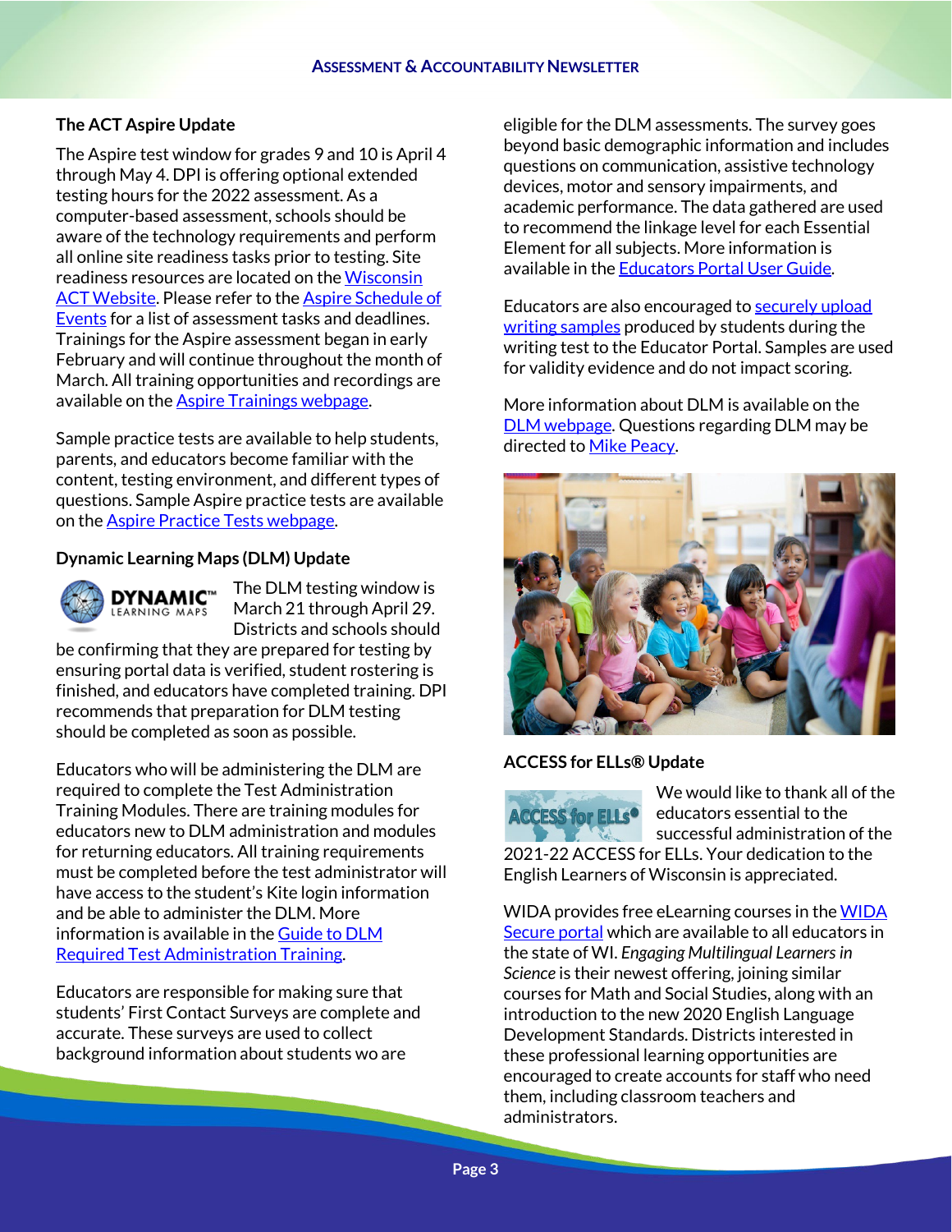### The ACT Aspire Update

The Aspire test window for grades 9 and 10 is April 4 through May 4. DPI is offering optional extended testing hours for the 2022 assessment. As a computer-based assessment, schools should be aware of the technology requirements and perform all online site readiness tasks prior to testing. Site readiness resources are located on the Wisconsin ACT Website. Please refer to the Aspire Schedule of Events for a list of assessment tasks and deadlines. Trainings for the Aspire assessment began in early February and will continue throughout the month of March. All training opportunities and recordings are available on the Aspire Trainings webpage.

Sample practice tests are available to help students, parents, and educators become familiar with the content, testing environment, and different types of questions. Sample Aspire practice tests are available on the Aspire Practice Tests webpage.

### Dynamic Learning Maps (DLM) Update

The DLM testing window is March 21 through April 29. Districts and schools should be confirming that they are prepared for testing by ensuring portal data is verified, student rostering is finished, and educators have completed training. DPI recommends that preparation for DLM testing should be completed as soon as possible.

Educators who will be administering the DLM are required to complete the Test Administration Training Modules. There are training modules for educators new to DLM administration and modules for returning educators. All training requirements must be completed before the test administrator will have access to the student's Kite login information and be able to administer the DLM. More information is available in the Guide to DLM Required Test Administration Training.

Educators are responsible for making sure that students' First Contact Surveys are complete and accurate. These surveys are used to collect background information about students wo are eligible for the DLM assessments. The survey goes beyond basic demographic information and includes questions on communication, assistive technology devices, motor and sensory impairments, and academic performance. The data gathered are used to recommend the linkage level for each Essential Element for all subjects. More information is available in the Educators Portal User Guide.

Educators are also encouraged to securely upload writing samples produced by students during the writing test to the Educator Portal. Samples are used for validity evidence and do not impact scoring.

More information about DLM is available on the DLM webpage. Questions regarding DLM may be directed to Mike Peacy.

### ACCESS for ELLs® Update

We would like to thank all of the educators essential to the successful administration of the 2021-22 ACCESS for ELLs. Your dedication to the English Learners of Wisconsin is appreciated.

WIDA provides free eLearning courses in the WIDA Secure portal which are available to all educators in the state of WI. *Engaging Multilingual Learners in Science* is their newest offering, joining similar courses for Math and Social Studies, along with an introduction to the new 2020 English Language Development Standards. Districts interested in these professional learning opportunities are encouraged to create accounts for staff who need them, including classroom teachers and administrators.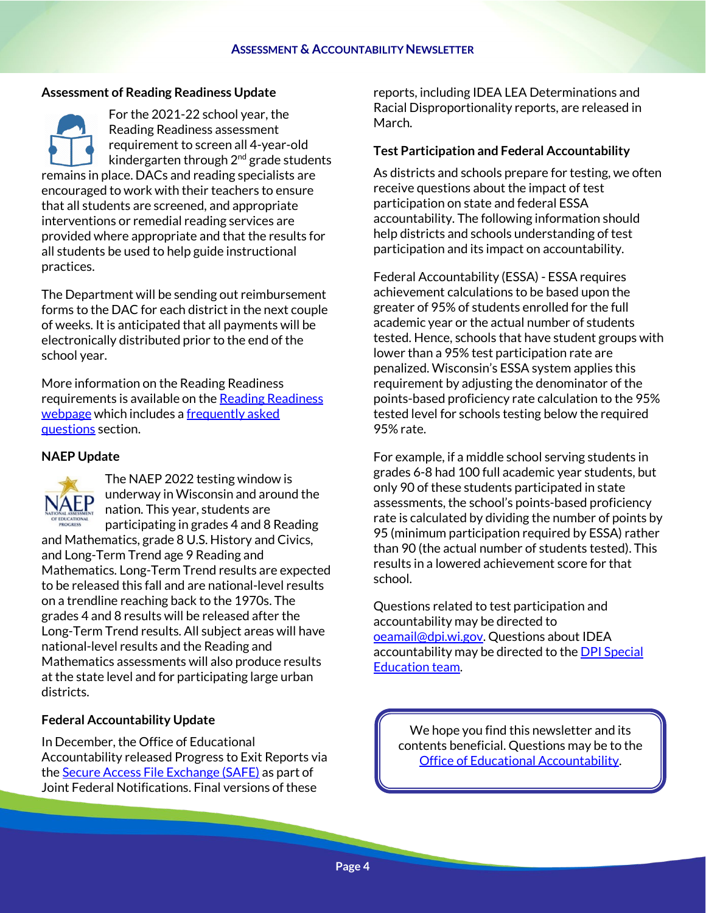### Assessment of Reading Readiness Update

For the 2021-22 school year, the Reading Readiness assessment requirement to screen all 4-year-old kindergarten through 2nd grade students remains in place. DACs and reading specialists are encouraged to work with their teachers to ensure that all students are screened, and appropriate interventions or remedial reading services are provided where appropriate and that the results for all students be used to help guide instructional practices.

The Department will be sending out reimbursement forms to the DAC for each district in the next couple of weeks. It is anticipated that all payments will be electronically distributed prior to the end of the school year.

More information on the Reading Readiness requirements is available on the [Reading Readiness webpage] which includes a [frequently asked questions] section.

### NAEP Update

The NAEP 2022 testing window is underway in Wisconsin and around the nation. This year, students are participating in grades 4 and 8 Reading and Mathematics, grade 8 U.S. History and Civics, and Long-Term Trend age 9 Reading and Mathematics. Long-Term Trend results are expected to be released this fall and are national-level results on a trendline reaching back to the 1970s. The grades 4 and 8 results will be released after the Long-Term Trend results. All subject areas will have national-level results and the Reading and Mathematics assessments will also produce results at the state level and for participating large urban districts.

### Federal Accountability Update

In December, the Office of Educational Accountability released Progress to Exit Reports via the [Secure Access File Exchange (SAFE)] as part of Joint Federal Notifications. Final versions of these reports, including IDEA LEA Determinations and Racial Disproportionality reports, are released in March.

### Test Participation and Federal Accountability

As districts and schools prepare for testing, we often receive questions about the impact of test participation on state and federal ESSA accountability. The following information should help districts and schools understanding of test participation and its impact on accountability.

Federal Accountability (ESSA) - ESSA requires achievement calculations to be based upon the greater of 95% of students enrolled for the full academic year or the actual number of students tested. Hence, schools that have student groups with lower than a 95% test participation rate are penalized. Wisconsin's ESSA system applies this requirement by adjusting the denominator of the points-based proficiency rate calculation to the 95% tested level for schools testing below the required 95% rate.

For example, if a middle school serving students in grades 6-8 had 100 full academic year students, but only 90 of these students participated in state assessments, the school's points-based proficiency rate is calculated by dividing the number of points by 95 (minimum participation required by ESSA) rather than 90 (the actual number of students tested). This results in a lowered achievement score for that school.

Questions related to test participation and accountability may be directed to [oeamail@dpi.wi.gov]. Questions about IDEA accountability may be directed to the [DPI Special Education team].

> We hope you find this newsletter and its contents beneficial. Questions may be to the [Office of Educational Accountability].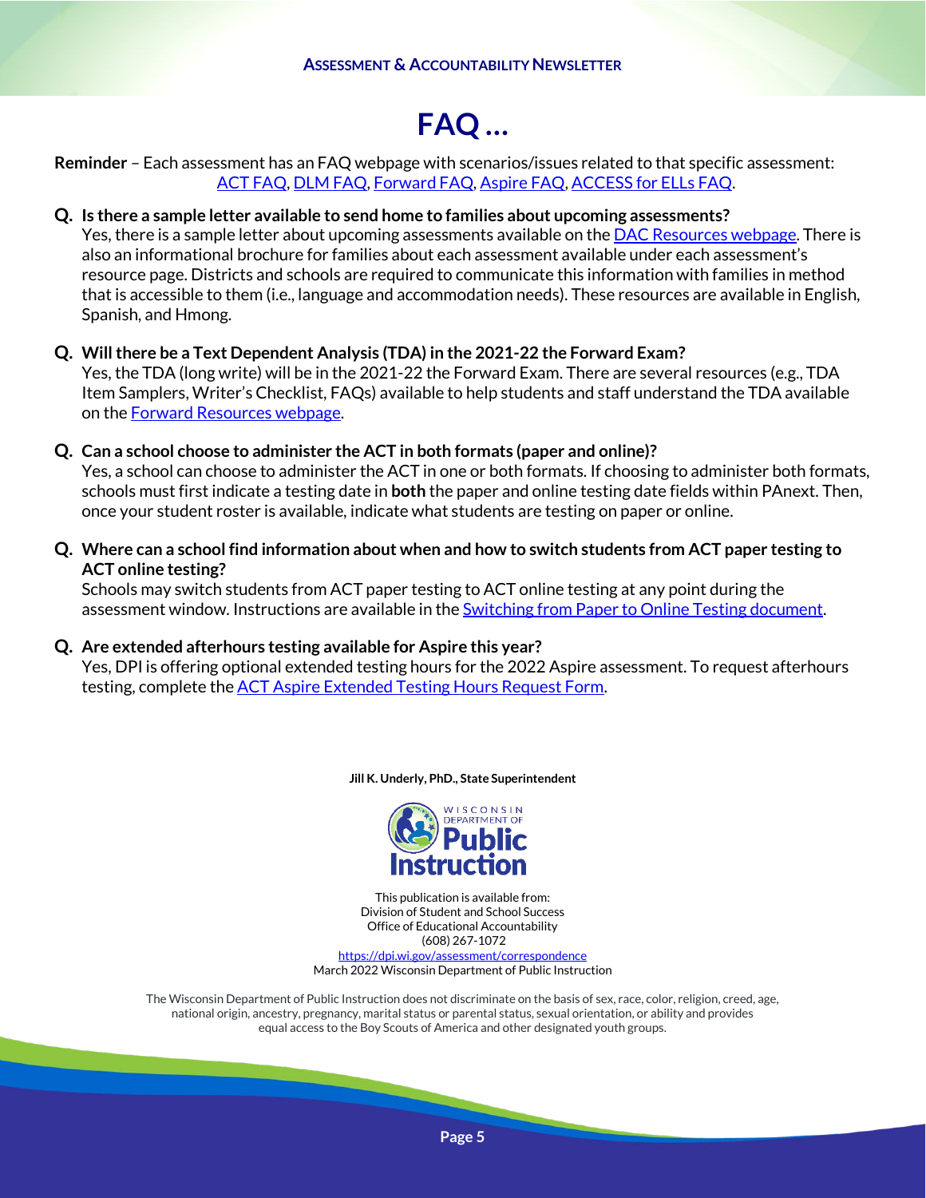# FAQ …

**Reminder** – Each assessment has an FAQ webpage with scenarios/issues related to that specific assessment: ACT FAQ, DLM FAQ, Forward FAQ, Aspire FAQ, ACCESS for ELLs FAQ.

**Q. Is there a sample letter available to send home to families about upcoming assessments?**
Yes, there is a sample letter about upcoming assessments available on the DAC Resources webpage. There is also an informational brochure for families about each assessment available under each assessment's resource page. Districts and schools are required to communicate this information with families in method that is accessible to them (i.e., language and accommodation needs). These resources are available in English, Spanish, and Hmong.

**Q. Will there be a Text Dependent Analysis (TDA) in the 2021-22 the Forward Exam?**
Yes, the TDA (long write) will be in the 2021-22 the Forward Exam. There are several resources (e.g., TDA Item Samplers, Writer's Checklist, FAQs) available to help students and staff understand the TDA available on the Forward Resources webpage.

**Q. Can a school choose to administer the ACT in both formats (paper and online)?**
Yes, a school can choose to administer the ACT in one or both formats. If choosing to administer both formats, schools must first indicate a testing date in **both** the paper and online testing date fields within PAnext. Then, once your student roster is available, indicate what students are testing on paper or online.

**Q. Where can a school find information about when and how to switch students from ACT paper testing to ACT online testing?**
Schools may switch students from ACT paper testing to ACT online testing at any point during the assessment window. Instructions are available in the Switching from Paper to Online Testing document.

**Q. Are extended afterhours testing available for Aspire this year?**
Yes, DPI is offering optional extended testing hours for the 2022 Aspire assessment. To request afterhours testing, complete the ACT Aspire Extended Testing Hours Request Form.

**Jill K. Underly, PhD., State Superintendent**

Wisconsin Department of Public Instruction

This publication is available from:
Division of Student and School Success
Office of Educational Accountability
(608) 267-1072
https://dpi.wi.gov/assessment/correspondence
March 2022 Wisconsin Department of Public Instruction

The Wisconsin Department of Public Instruction does not discriminate on the basis of sex, race, color, religion, creed, age, national origin, ancestry, pregnancy, marital status or parental status, sexual orientation, or ability and provides equal access to the Boy Scouts of America and other designated youth groups.